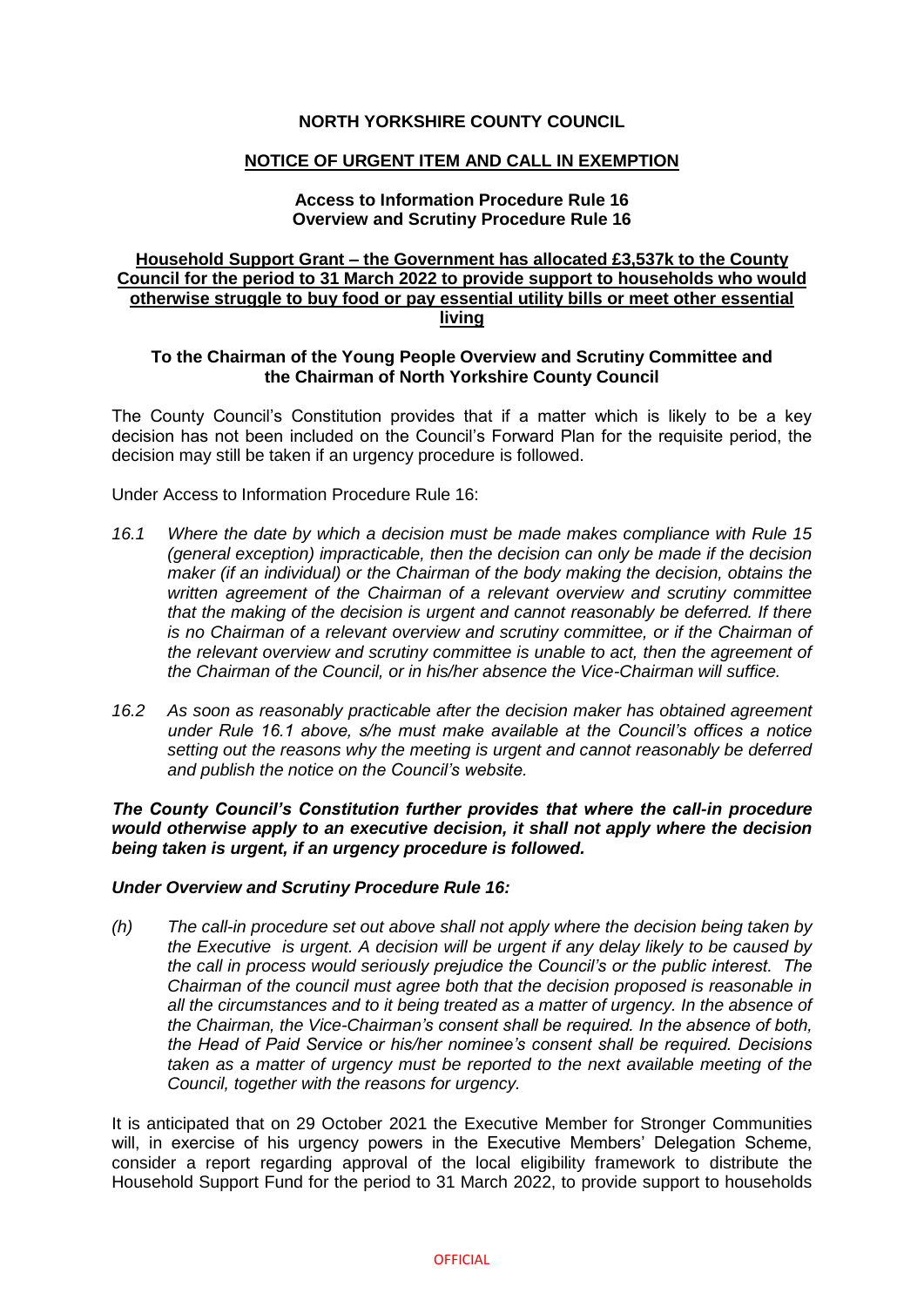**NORTH YORKSHIRE COUNTY COUNCIL**

**NOTICE OF URGENT ITEM AND CALL IN EXEMPTION**

**Access to Information Procedure Rule 16**
**Overview and Scrutiny Procedure Rule 16**

**Household Support Grant – the Government has allocated £3,537k to the County Council for the period to 31 March 2022 to provide support to households who would otherwise struggle to buy food or pay essential utility bills or meet other essential living**

**To the Chairman of the Young People Overview and Scrutiny Committee and the Chairman of North Yorkshire County Council**

The County Council's Constitution provides that if a matter which is likely to be a key decision has not been included on the Council's Forward Plan for the requisite period, the decision may still be taken if an urgency procedure is followed.

Under Access to Information Procedure Rule 16:

*16.1 Where the date by which a decision must be made makes compliance with Rule 15 (general exception) impracticable, then the decision can only be made if the decision maker (if an individual) or the Chairman of the body making the decision, obtains the written agreement of the Chairman of a relevant overview and scrutiny committee that the making of the decision is urgent and cannot reasonably be deferred. If there is no Chairman of a relevant overview and scrutiny committee, or if the Chairman of the relevant overview and scrutiny committee is unable to act, then the agreement of the Chairman of the Council, or in his/her absence the Vice-Chairman will suffice.*

*16.2 As soon as reasonably practicable after the decision maker has obtained agreement under Rule 16.1 above, s/he must make available at the Council's offices a notice setting out the reasons why the meeting is urgent and cannot reasonably be deferred and publish the notice on the Council's website.*

***The County Council's Constitution further provides that where the call-in procedure would otherwise apply to an executive decision, it shall not apply where the decision being taken is urgent, if an urgency procedure is followed.***

***Under Overview and Scrutiny Procedure Rule 16:***

*(h) The call-in procedure set out above shall not apply where the decision being taken by the Executive is urgent. A decision will be urgent if any delay likely to be caused by the call in process would seriously prejudice the Council's or the public interest. The Chairman of the council must agree both that the decision proposed is reasonable in all the circumstances and to it being treated as a matter of urgency. In the absence of the Chairman, the Vice-Chairman's consent shall be required. In the absence of both, the Head of Paid Service or his/her nominee's consent shall be required. Decisions taken as a matter of urgency must be reported to the next available meeting of the Council, together with the reasons for urgency.*

It is anticipated that on 29 October 2021 the Executive Member for Stronger Communities will, in exercise of his urgency powers in the Executive Members' Delegation Scheme, consider a report regarding approval of the local eligibility framework to distribute the Household Support Fund for the period to 31 March 2022, to provide support to households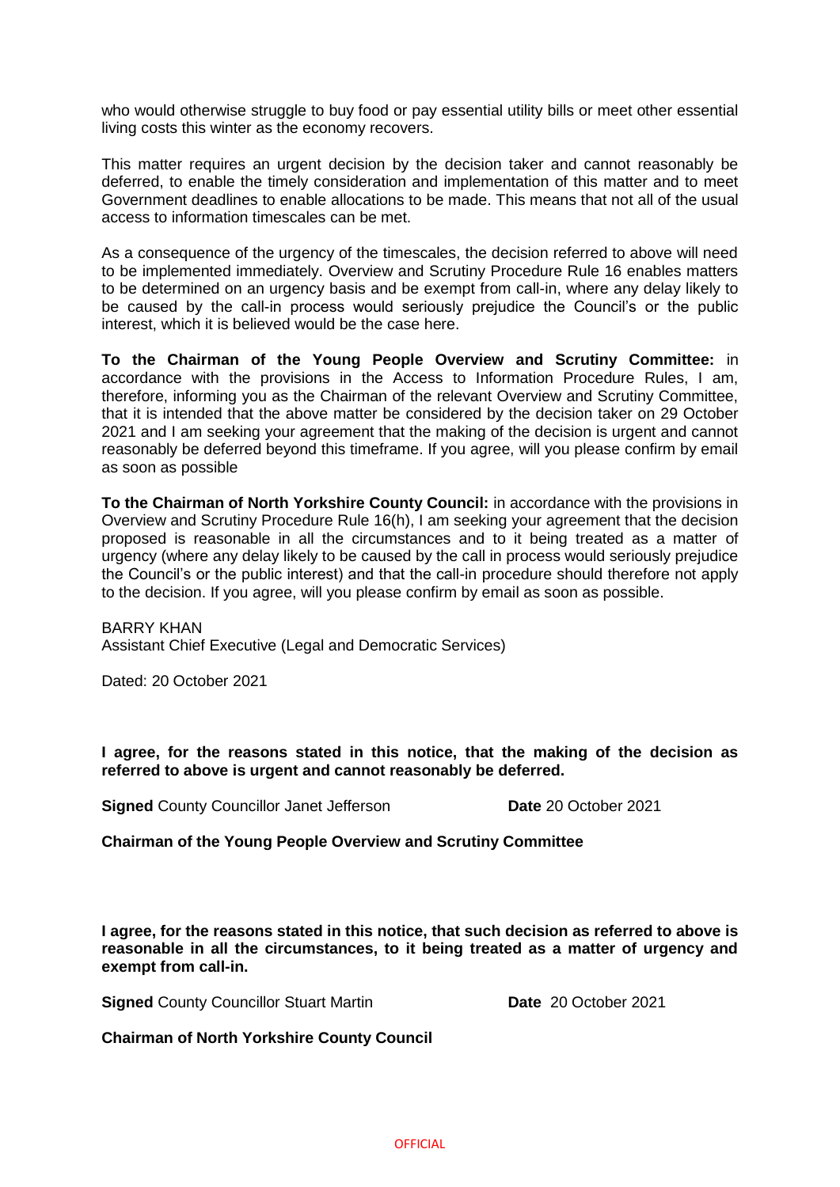who would otherwise struggle to buy food or pay essential utility bills or meet other essential living costs this winter as the economy recovers.

This matter requires an urgent decision by the decision taker and cannot reasonably be deferred, to enable the timely consideration and implementation of this matter and to meet Government deadlines to enable allocations to be made. This means that not all of the usual access to information timescales can be met.

As a consequence of the urgency of the timescales, the decision referred to above will need to be implemented immediately. Overview and Scrutiny Procedure Rule 16 enables matters to be determined on an urgency basis and be exempt from call-in, where any delay likely to be caused by the call-in process would seriously prejudice the Council's or the public interest, which it is believed would be the case here.

**To the Chairman of the Young People Overview and Scrutiny Committee:** in accordance with the provisions in the Access to Information Procedure Rules, I am, therefore, informing you as the Chairman of the relevant Overview and Scrutiny Committee, that it is intended that the above matter be considered by the decision taker on 29 October 2021 and I am seeking your agreement that the making of the decision is urgent and cannot reasonably be deferred beyond this timeframe. If you agree, will you please confirm by email as soon as possible

**To the Chairman of North Yorkshire County Council:** in accordance with the provisions in Overview and Scrutiny Procedure Rule 16(h), I am seeking your agreement that the decision proposed is reasonable in all the circumstances and to it being treated as a matter of urgency (where any delay likely to be caused by the call in process would seriously prejudice the Council's or the public interest) and that the call-in procedure should therefore not apply to the decision. If you agree, will you please confirm by email as soon as possible.

BARRY KHAN
Assistant Chief Executive (Legal and Democratic Services)

Dated: 20 October 2021

**I agree, for the reasons stated in this notice, that the making of the decision as referred to above is urgent and cannot reasonably be deferred.**

**Signed** County Councillor Janet Jefferson **Date** 20 October 2021

**Chairman of the Young People Overview and Scrutiny Committee**

**I agree, for the reasons stated in this notice, that such decision as referred to above is reasonable in all the circumstances, to it being treated as a matter of urgency and exempt from call-in.**

**Signed** County Councillor Stuart Martin **Date** 20 October 2021

**Chairman of North Yorkshire County Council**

OFFICIAL